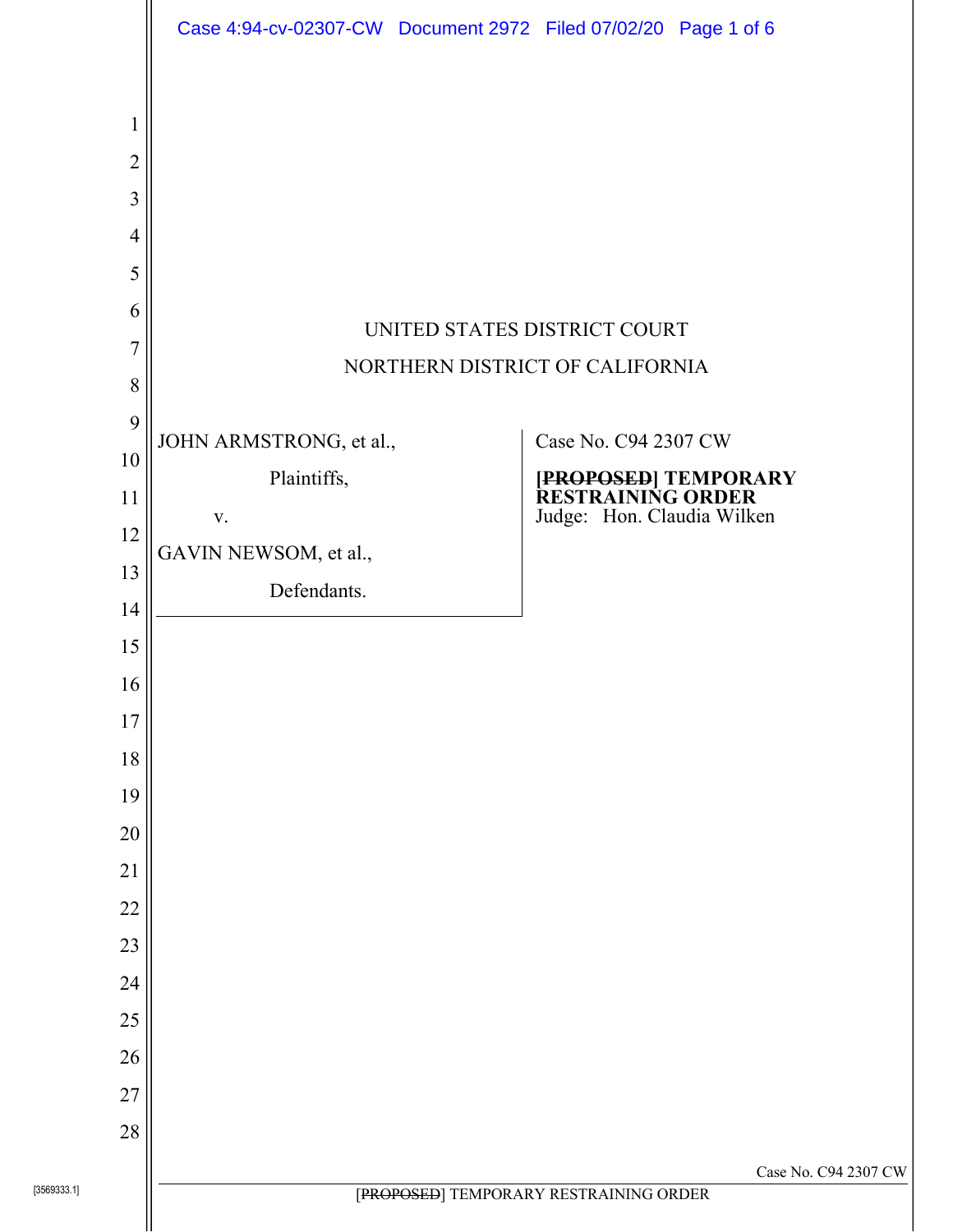UNITED STATES DISTRICT COURT

NORTHERN DISTRICT OF CALIFORNIA

| | |
|---|---|
| JOHN ARMSTRONG, et al., Plaintiffs, v. GAVIN NEWSOM, et al., Defendants. | Case No. C94 2307 CW **[~~PROPOSED~~] TEMPORARY RESTRAINING ORDER** Judge: Hon. Claudia Wilken |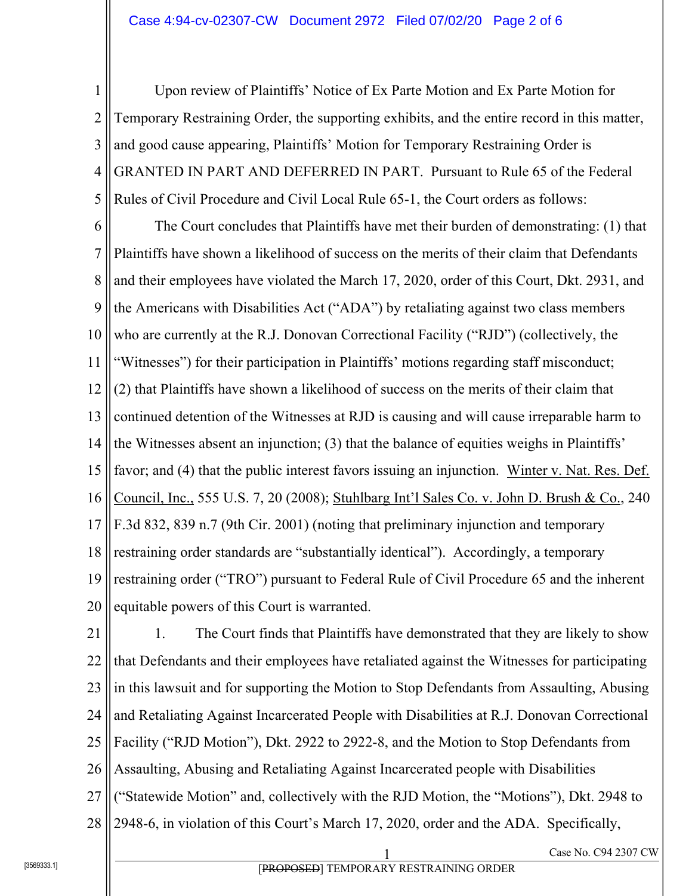Upon review of Plaintiffs' Notice of Ex Parte Motion and Ex Parte Motion for Temporary Restraining Order, the supporting exhibits, and the entire record in this matter, and good cause appearing, Plaintiffs' Motion for Temporary Restraining Order is GRANTED IN PART AND DEFERRED IN PART. Pursuant to Rule 65 of the Federal Rules of Civil Procedure and Civil Local Rule 65-1, the Court orders as follows:

The Court concludes that Plaintiffs have met their burden of demonstrating: (1) that Plaintiffs have shown a likelihood of success on the merits of their claim that Defendants and their employees have violated the March 17, 2020, order of this Court, Dkt. 2931, and the Americans with Disabilities Act ("ADA") by retaliating against two class members who are currently at the R.J. Donovan Correctional Facility ("RJD") (collectively, the "Witnesses") for their participation in Plaintiffs' motions regarding staff misconduct; (2) that Plaintiffs have shown a likelihood of success on the merits of their claim that continued detention of the Witnesses at RJD is causing and will cause irreparable harm to the Witnesses absent an injunction; (3) that the balance of equities weighs in Plaintiffs' favor; and (4) that the public interest favors issuing an injunction. Winter v. Nat. Res. Def. Council, Inc., 555 U.S. 7, 20 (2008); Stuhlbarg Int'l Sales Co. v. John D. Brush & Co., 240 F.3d 832, 839 n.7 (9th Cir. 2001) (noting that preliminary injunction and temporary restraining order standards are "substantially identical"). Accordingly, a temporary restraining order ("TRO") pursuant to Federal Rule of Civil Procedure 65 and the inherent equitable powers of this Court is warranted.

1. The Court finds that Plaintiffs have demonstrated that they are likely to show that Defendants and their employees have retaliated against the Witnesses for participating in this lawsuit and for supporting the Motion to Stop Defendants from Assaulting, Abusing and Retaliating Against Incarcerated People with Disabilities at R.J. Donovan Correctional Facility ("RJD Motion"), Dkt. 2922 to 2922-8, and the Motion to Stop Defendants from Assaulting, Abusing and Retaliating Against Incarcerated people with Disabilities ("Statewide Motion" and, collectively with the RJD Motion, the "Motions"), Dkt. 2948 to 2948-6, in violation of this Court's March 17, 2020, order and the ADA. Specifically,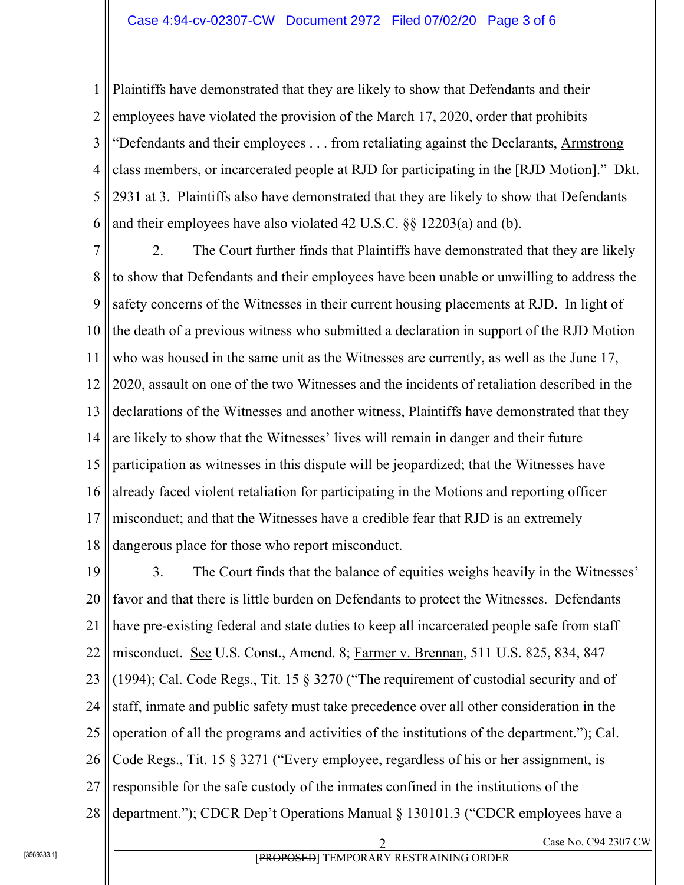Plaintiffs have demonstrated that they are likely to show that Defendants and their employees have violated the provision of the March 17, 2020, order that prohibits "Defendants and their employees . . . from retaliating against the Declarants, Armstrong class members, or incarcerated people at RJD for participating in the [RJD Motion]." Dkt. 2931 at 3. Plaintiffs also have demonstrated that they are likely to show that Defendants and their employees have also violated 42 U.S.C. §§ 12203(a) and (b).

2. The Court further finds that Plaintiffs have demonstrated that they are likely to show that Defendants and their employees have been unable or unwilling to address the safety concerns of the Witnesses in their current housing placements at RJD. In light of the death of a previous witness who submitted a declaration in support of the RJD Motion who was housed in the same unit as the Witnesses are currently, as well as the June 17, 2020, assault on one of the two Witnesses and the incidents of retaliation described in the declarations of the Witnesses and another witness, Plaintiffs have demonstrated that they are likely to show that the Witnesses' lives will remain in danger and their future participation as witnesses in this dispute will be jeopardized; that the Witnesses have already faced violent retaliation for participating in the Motions and reporting officer misconduct; and that the Witnesses have a credible fear that RJD is an extremely dangerous place for those who report misconduct.

3. The Court finds that the balance of equities weighs heavily in the Witnesses' favor and that there is little burden on Defendants to protect the Witnesses. Defendants have pre-existing federal and state duties to keep all incarcerated people safe from staff misconduct. See U.S. Const., Amend. 8; Farmer v. Brennan, 511 U.S. 825, 834, 847 (1994); Cal. Code Regs., Tit. 15 § 3270 ("The requirement of custodial security and of staff, inmate and public safety must take precedence over all other consideration in the operation of all the programs and activities of the institutions of the department."); Cal. Code Regs., Tit. 15 § 3271 ("Every employee, regardless of his or her assignment, is responsible for the safe custody of the inmates confined in the institutions of the department."); CDCR Dep't Operations Manual § 130101.3 ("CDCR employees have a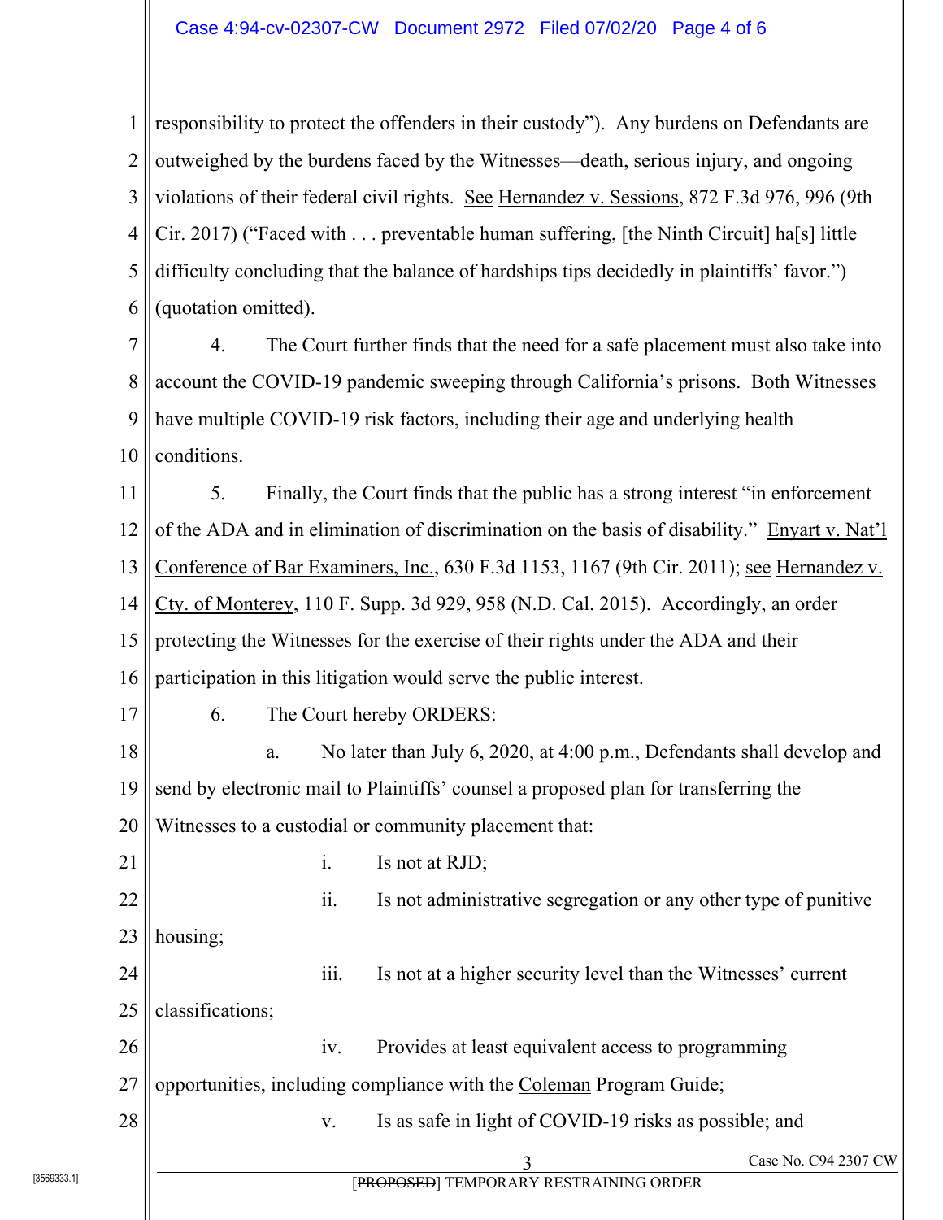responsibility to protect the offenders in their custody"). Any burdens on Defendants are outweighed by the burdens faced by the Witnesses—death, serious injury, and ongoing violations of their federal civil rights. See Hernandez v. Sessions, 872 F.3d 976, 996 (9th Cir. 2017) ("Faced with . . . preventable human suffering, [the Ninth Circuit] ha[s] little difficulty concluding that the balance of hardships tips decidedly in plaintiffs' favor.") (quotation omitted).

4. The Court further finds that the need for a safe placement must also take into account the COVID-19 pandemic sweeping through California's prisons. Both Witnesses have multiple COVID-19 risk factors, including their age and underlying health conditions.

5. Finally, the Court finds that the public has a strong interest "in enforcement of the ADA and in elimination of discrimination on the basis of disability." Enyart v. Nat'l Conference of Bar Examiners, Inc., 630 F.3d 1153, 1167 (9th Cir. 2011); see Hernandez v. Cty. of Monterey, 110 F. Supp. 3d 929, 958 (N.D. Cal. 2015). Accordingly, an order protecting the Witnesses for the exercise of their rights under the ADA and their participation in this litigation would serve the public interest.

6. The Court hereby ORDERS:

a. No later than July 6, 2020, at 4:00 p.m., Defendants shall develop and send by electronic mail to Plaintiffs' counsel a proposed plan for transferring the Witnesses to a custodial or community placement that:

i. Is not at RJD;

ii. Is not administrative segregation or any other type of punitive housing;

iii. Is not at a higher security level than the Witnesses' current classifications;

iv. Provides at least equivalent access to programming opportunities, including compliance with the Coleman Program Guide;

v. Is as safe in light of COVID-19 risks as possible; and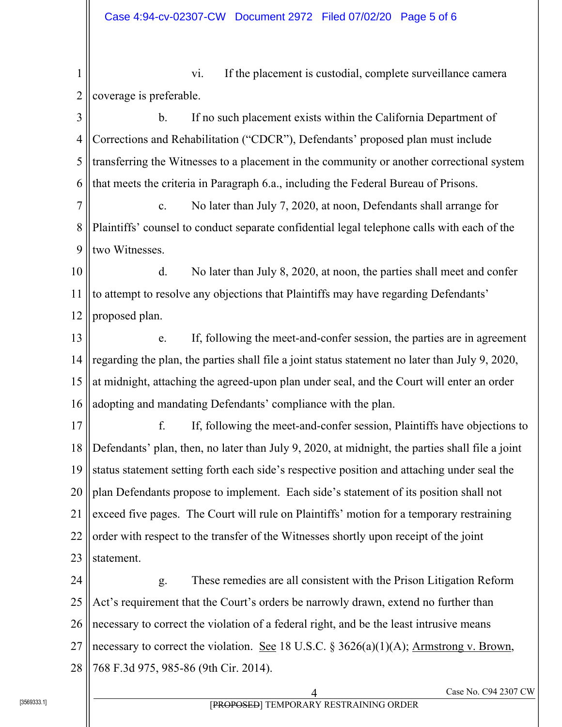vi. If the placement is custodial, complete surveillance camera coverage is preferable.

b. If no such placement exists within the California Department of Corrections and Rehabilitation ("CDCR"), Defendants' proposed plan must include transferring the Witnesses to a placement in the community or another correctional system that meets the criteria in Paragraph 6.a., including the Federal Bureau of Prisons.

c. No later than July 7, 2020, at noon, Defendants shall arrange for Plaintiffs' counsel to conduct separate confidential legal telephone calls with each of the two Witnesses.

d. No later than July 8, 2020, at noon, the parties shall meet and confer to attempt to resolve any objections that Plaintiffs may have regarding Defendants' proposed plan.

e. If, following the meet-and-confer session, the parties are in agreement regarding the plan, the parties shall file a joint status statement no later than July 9, 2020, at midnight, attaching the agreed-upon plan under seal, and the Court will enter an order adopting and mandating Defendants' compliance with the plan.

f. If, following the meet-and-confer session, Plaintiffs have objections to Defendants' plan, then, no later than July 9, 2020, at midnight, the parties shall file a joint status statement setting forth each side's respective position and attaching under seal the plan Defendants propose to implement. Each side's statement of its position shall not exceed five pages. The Court will rule on Plaintiffs' motion for a temporary restraining order with respect to the transfer of the Witnesses shortly upon receipt of the joint statement.

g. These remedies are all consistent with the Prison Litigation Reform Act's requirement that the Court's orders be narrowly drawn, extend no further than necessary to correct the violation of a federal right, and be the least intrusive means necessary to correct the violation. See 18 U.S.C. § 3626(a)(1)(A); Armstrong v. Brown, 768 F.3d 975, 985-86 (9th Cir. 2014).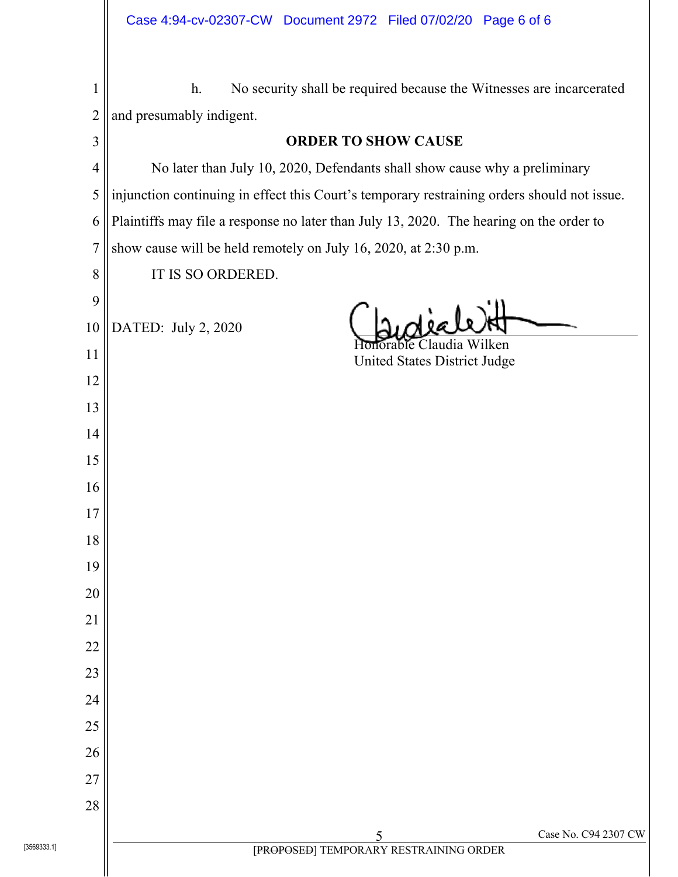h. No security shall be required because the Witnesses are incarcerated and presumably indigent.

**ORDER TO SHOW CAUSE**

No later than July 10, 2020, Defendants shall show cause why a preliminary injunction continuing in effect this Court's temporary restraining orders should not issue. Plaintiffs may file a response no later than July 13, 2020. The hearing on the order to show cause will be held remotely on July 16, 2020, at 2:30 p.m.

IT IS SO ORDERED.

DATED: July 2, 2020

Honorable Claudia Wilken
United States District Judge